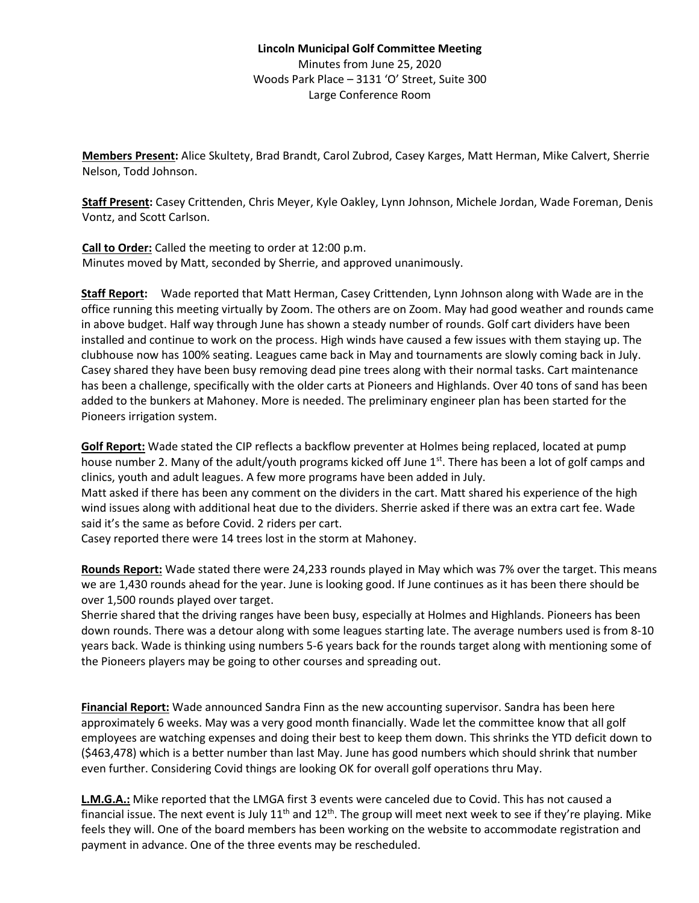**Lincoln Municipal Golf Committee Meeting**

Minutes from June 25, 2020

Woods Park Place – 3131 'O' Street, Suite 300

Large Conference Room

**Members Present:** Alice Skultety, Brad Brandt, Carol Zubrod, Casey Karges, Matt Herman, Mike Calvert, Sherrie Nelson, Todd Johnson.

**Staff Present:** Casey Crittenden, Chris Meyer, Kyle Oakley, Lynn Johnson, Michele Jordan, Wade Foreman, Denis Vontz, and Scott Carlson.

**Call to Order:** Called the meeting to order at 12:00 p.m.
Minutes moved by Matt, seconded by Sherrie, and approved unanimously.

**Staff Report:** Wade reported that Matt Herman, Casey Crittenden, Lynn Johnson along with Wade are in the office running this meeting virtually by Zoom. The others are on Zoom. May had good weather and rounds came in above budget. Half way through June has shown a steady number of rounds. Golf cart dividers have been installed and continue to work on the process. High winds have caused a few issues with them staying up. The clubhouse now has 100% seating. Leagues came back in May and tournaments are slowly coming back in July. Casey shared they have been busy removing dead pine trees along with their normal tasks. Cart maintenance has been a challenge, specifically with the older carts at Pioneers and Highlands. Over 40 tons of sand has been added to the bunkers at Mahoney. More is needed. The preliminary engineer plan has been started for the Pioneers irrigation system.

**Golf Report:** Wade stated the CIP reflects a backflow preventer at Holmes being replaced, located at pump house number 2. Many of the adult/youth programs kicked off June 1st. There has been a lot of golf camps and clinics, youth and adult leagues. A few more programs have been added in July.
Matt asked if there has been any comment on the dividers in the cart. Matt shared his experience of the high wind issues along with additional heat due to the dividers. Sherrie asked if there was an extra cart fee. Wade said it's the same as before Covid. 2 riders per cart.
Casey reported there were 14 trees lost in the storm at Mahoney.

**Rounds Report:** Wade stated there were 24,233 rounds played in May which was 7% over the target. This means we are 1,430 rounds ahead for the year. June is looking good. If June continues as it has been there should be over 1,500 rounds played over target.
Sherrie shared that the driving ranges have been busy, especially at Holmes and Highlands. Pioneers has been down rounds. There was a detour along with some leagues starting late. The average numbers used is from 8-10 years back. Wade is thinking using numbers 5-6 years back for the rounds target along with mentioning some of the Pioneers players may be going to other courses and spreading out.

**Financial Report:** Wade announced Sandra Finn as the new accounting supervisor. Sandra has been here approximately 6 weeks. May was a very good month financially. Wade let the committee know that all golf employees are watching expenses and doing their best to keep them down. This shrinks the YTD deficit down to ($463,478) which is a better number than last May. June has good numbers which should shrink that number even further. Considering Covid things are looking OK for overall golf operations thru May.

**L.M.G.A.:** Mike reported that the LMGA first 3 events were canceled due to Covid. This has not caused a financial issue. The next event is July 11th and 12th. The group will meet next week to see if they're playing. Mike feels they will. One of the board members has been working on the website to accommodate registration and payment in advance. One of the three events may be rescheduled.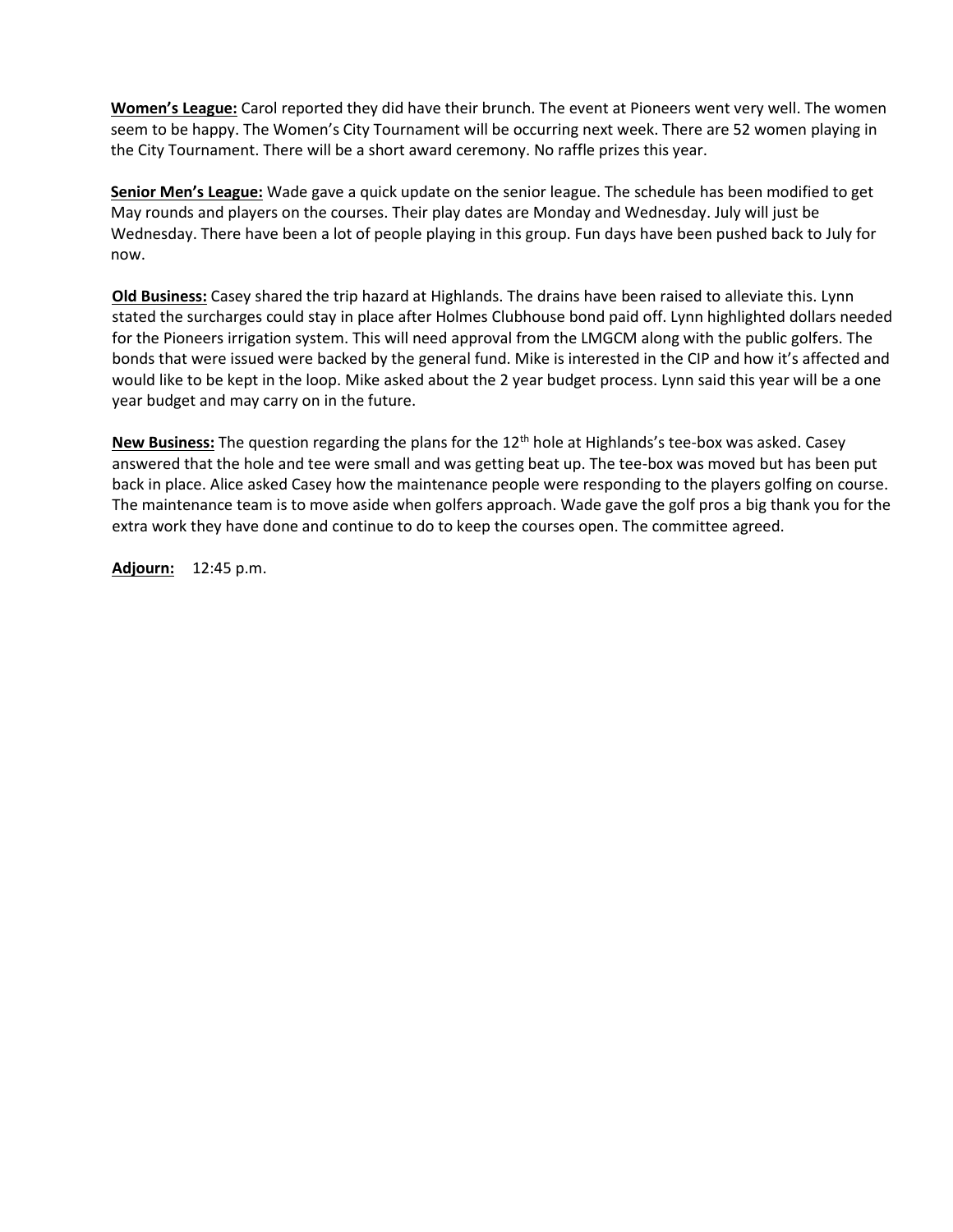**Women's League:** Carol reported they did have their brunch. The event at Pioneers went very well. The women seem to be happy. The Women's City Tournament will be occurring next week. There are 52 women playing in the City Tournament. There will be a short award ceremony. No raffle prizes this year.

**Senior Men's League:** Wade gave a quick update on the senior league. The schedule has been modified to get May rounds and players on the courses. Their play dates are Monday and Wednesday. July will just be Wednesday. There have been a lot of people playing in this group. Fun days have been pushed back to July for now.

**Old Business:** Casey shared the trip hazard at Highlands. The drains have been raised to alleviate this. Lynn stated the surcharges could stay in place after Holmes Clubhouse bond paid off. Lynn highlighted dollars needed for the Pioneers irrigation system. This will need approval from the LMGCM along with the public golfers. The bonds that were issued were backed by the general fund. Mike is interested in the CIP and how it's affected and would like to be kept in the loop. Mike asked about the 2 year budget process. Lynn said this year will be a one year budget and may carry on in the future.

**New Business:** The question regarding the plans for the 12th hole at Highlands's tee-box was asked. Casey answered that the hole and tee were small and was getting beat up. The tee-box was moved but has been put back in place. Alice asked Casey how the maintenance people were responding to the players golfing on course. The maintenance team is to move aside when golfers approach. Wade gave the golf pros a big thank you for the extra work they have done and continue to do to keep the courses open. The committee agreed.

**Adjourn:** 12:45 p.m.